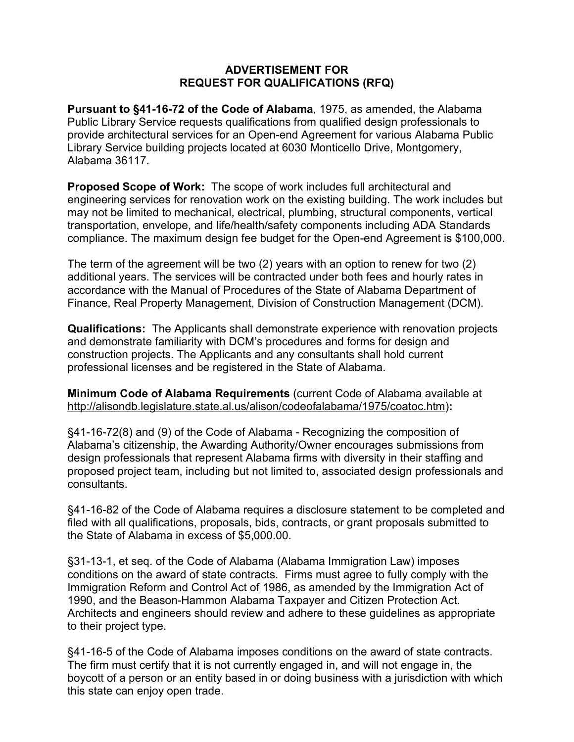## ADVERTISEMENT FOR REQUEST FOR QUALIFICATIONS (RFQ)

**Pursuant to §41-16-72 of the Code of Alabama**, 1975, as amended, the Alabama Public Library Service requests qualifications from qualified design professionals to provide architectural services for an Open-end Agreement for various Alabama Public Library Service building projects located at 6030 Monticello Drive, Montgomery, Alabama 36117.

**Proposed Scope of Work:** The scope of work includes full architectural and engineering services for renovation work on the existing building. The work includes but may not be limited to mechanical, electrical, plumbing, structural components, vertical transportation, envelope, and life/health/safety components including ADA Standards compliance. The maximum design fee budget for the Open-end Agreement is $100,000.

The term of the agreement will be two (2) years with an option to renew for two (2) additional years. The services will be contracted under both fees and hourly rates in accordance with the Manual of Procedures of the State of Alabama Department of Finance, Real Property Management, Division of Construction Management (DCM).

**Qualifications:** The Applicants shall demonstrate experience with renovation projects and demonstrate familiarity with DCM's procedures and forms for design and construction projects. The Applicants and any consultants shall hold current professional licenses and be registered in the State of Alabama.

**Minimum Code of Alabama Requirements** (current Code of Alabama available at http://alisondb.legislature.state.al.us/alison/codeofalabama/1975/coatoc.htm)**:**

§41-16-72(8) and (9) of the Code of Alabama - Recognizing the composition of Alabama's citizenship, the Awarding Authority/Owner encourages submissions from design professionals that represent Alabama firms with diversity in their staffing and proposed project team, including but not limited to, associated design professionals and consultants.

§41-16-82 of the Code of Alabama requires a disclosure statement to be completed and filed with all qualifications, proposals, bids, contracts, or grant proposals submitted to the State of Alabama in excess of $5,000.00.

§31-13-1, et seq. of the Code of Alabama (Alabama Immigration Law) imposes conditions on the award of state contracts. Firms must agree to fully comply with the Immigration Reform and Control Act of 1986, as amended by the Immigration Act of 1990, and the Beason-Hammon Alabama Taxpayer and Citizen Protection Act. Architects and engineers should review and adhere to these guidelines as appropriate to their project type.

§41-16-5 of the Code of Alabama imposes conditions on the award of state contracts. The firm must certify that it is not currently engaged in, and will not engage in, the boycott of a person or an entity based in or doing business with a jurisdiction with which this state can enjoy open trade.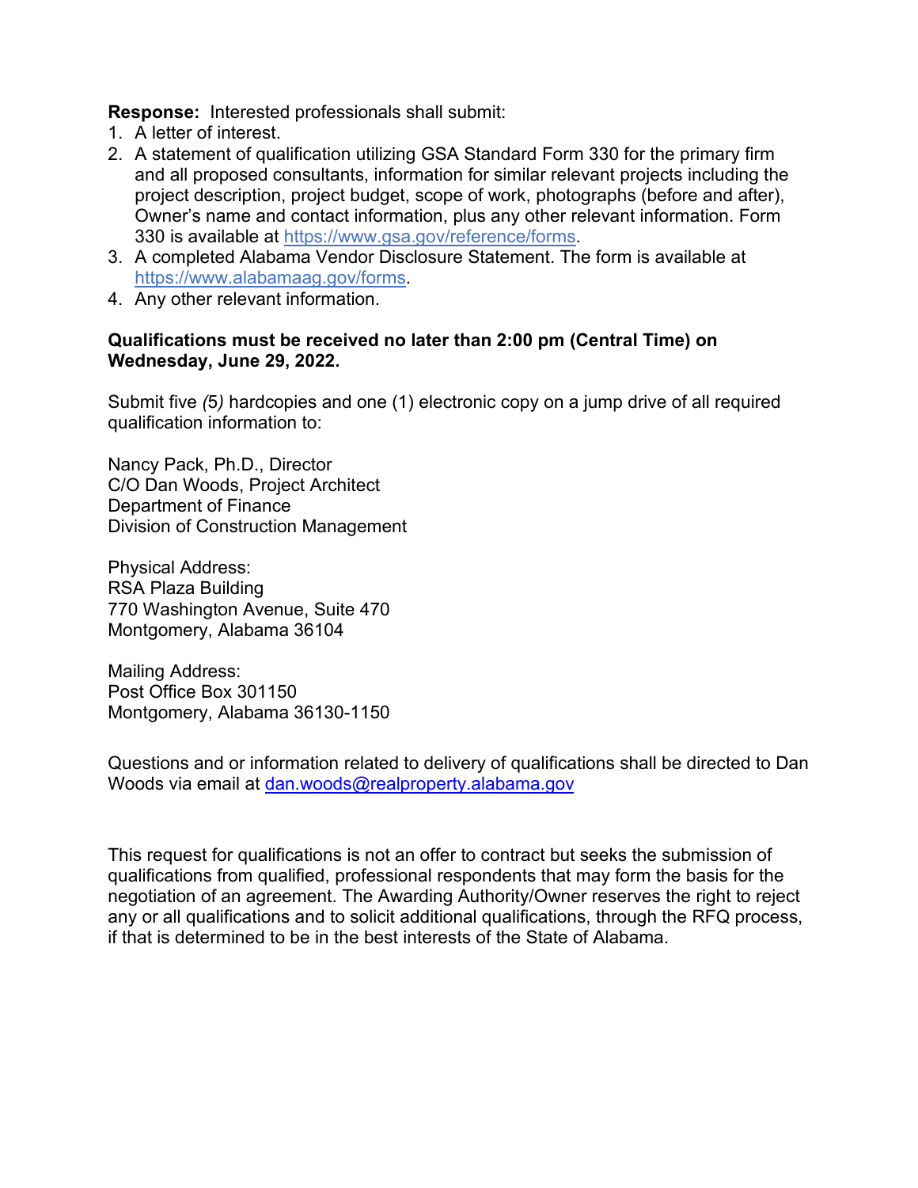**Response:** Interested professionals shall submit:

1. A letter of interest.
2. A statement of qualification utilizing GSA Standard Form 330 for the primary firm and all proposed consultants, information for similar relevant projects including the project description, project budget, scope of work, photographs (before and after), Owner's name and contact information, plus any other relevant information. Form 330 is available at https://www.gsa.gov/reference/forms.
3. A completed Alabama Vendor Disclosure Statement. The form is available at https://www.alabamaag.gov/forms.
4. Any other relevant information.

**Qualifications must be received no later than 2:00 pm (Central Time) on Wednesday, June 29, 2022.**

Submit five *(*5*)* hardcopies and one (1) electronic copy on a jump drive of all required qualification information to:

Nancy Pack, Ph.D., Director
C/O Dan Woods, Project Architect
Department of Finance
Division of Construction Management

Physical Address:
RSA Plaza Building
770 Washington Avenue, Suite 470
Montgomery, Alabama 36104

Mailing Address:
Post Office Box 301150
Montgomery, Alabama 36130-1150

Questions and or information related to delivery of qualifications shall be directed to Dan Woods via email at dan.woods@realproperty.alabama.gov

This request for qualifications is not an offer to contract but seeks the submission of qualifications from qualified, professional respondents that may form the basis for the negotiation of an agreement. The Awarding Authority/Owner reserves the right to reject any or all qualifications and to solicit additional qualifications, through the RFQ process, if that is determined to be in the best interests of the State of Alabama.